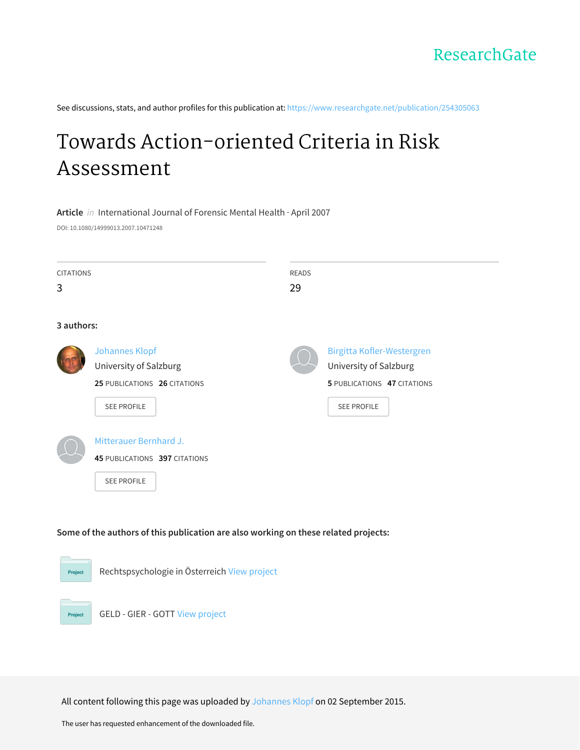ResearchGate

See discussions, stats, and author profiles for this publication at: https://www.researchgate.net/publication/254305063

# Towards Action-oriented Criteria in Risk Assessment

**Article** *in* International Journal of Forensic Mental Health · April 2007

DOI: 10.1080/14999013.2007.10471248

| CITATIONS | READS |
|---|---|
| 3 | 29 |

**3 authors:**

**Johannes Klopf**
University of Salzburg
**25** PUBLICATIONS **26** CITATIONS
SEE PROFILE

**Birgitta Kofler-Westergren**
University of Salzburg
**5** PUBLICATIONS **47** CITATIONS
SEE PROFILE

**Mitterauer Bernhard J.**
**45** PUBLICATIONS **397** CITATIONS
SEE PROFILE

**Some of the authors of this publication are also working on these related projects:**

Project: Rechtspsychologie in Österreich View project

Project: GELD - GIER - GOTT View project

All content following this page was uploaded by Johannes Klopf on 02 September 2015.

The user has requested enhancement of the downloaded file.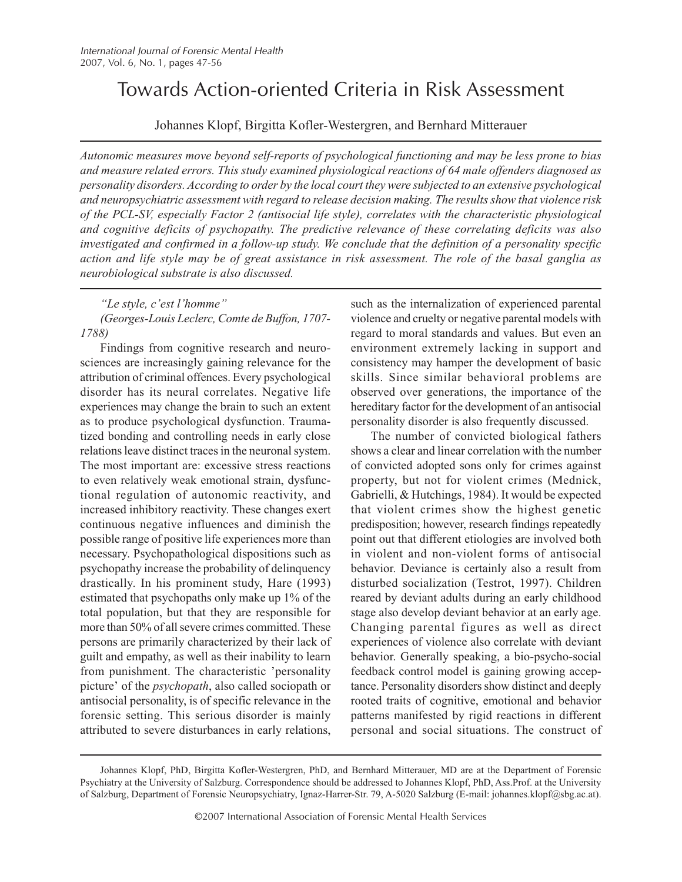# Towards Action-oriented Criteria in Risk Assessment

Johannes Klopf, Birgitta Kofler-Westergren, and Bernhard Mitterauer

*Autonomic measures move beyond self-reports of psychological functioning and may be less prone to bias and measure related errors. This study examined physiological reactions of 64 male offenders diagnosed as personality disorders. According to order by the local court they were subjected to an extensive psychological and neuropsychiatric assessment with regard to release decision making. The results show that violence risk of the PCL-SV, especially Factor 2 (antisocial life style), correlates with the characteristic physiological and cognitive deficits of psychopathy. The predictive relevance of these correlating deficits was also investigated and confirmed in a follow-up study. We conclude that the definition of a personality specific action and life style may be of great assistance in risk assessment. The role of the basal ganglia as neurobiological substrate is also discussed.*

*"Le style, c'est l'homme"*
*(Georges-Louis Leclerc, Comte de Buffon, 1707-1788)*

Findings from cognitive research and neurosciences are increasingly gaining relevance for the attribution of criminal offences. Every psychological disorder has its neural correlates. Negative life experiences may change the brain to such an extent as to produce psychological dysfunction. Traumatized bonding and controlling needs in early close relations leave distinct traces in the neuronal system. The most important are: excessive stress reactions to even relatively weak emotional strain, dysfunctional regulation of autonomic reactivity, and increased inhibitory reactivity. These changes exert continuous negative influences and diminish the possible range of positive life experiences more than necessary. Psychopathological dispositions such as psychopathy increase the probability of delinquency drastically. In his prominent study, Hare (1993) estimated that psychopaths only make up 1% of the total population, but that they are responsible for more than 50% of all severe crimes committed. These persons are primarily characterized by their lack of guilt and empathy, as well as their inability to learn from punishment. The characteristic 'personality picture' of the *psychopath*, also called sociopath or antisocial personality, is of specific relevance in the forensic setting. This serious disorder is mainly attributed to severe disturbances in early relations, such as the internalization of experienced parental violence and cruelty or negative parental models with regard to moral standards and values. But even an environment extremely lacking in support and consistency may hamper the development of basic skills. Since similar behavioral problems are observed over generations, the importance of the hereditary factor for the development of an antisocial personality disorder is also frequently discussed.

The number of convicted biological fathers shows a clear and linear correlation with the number of convicted adopted sons only for crimes against property, but not for violent crimes (Mednick, Gabrielli, & Hutchings, 1984). It would be expected that violent crimes show the highest genetic predisposition; however, research findings repeatedly point out that different etiologies are involved both in violent and non-violent forms of antisocial behavior. Deviance is certainly also a result from disturbed socialization (Testrot, 1997). Children reared by deviant adults during an early childhood stage also develop deviant behavior at an early age. Changing parental figures as well as direct experiences of violence also correlate with deviant behavior. Generally speaking, a bio-psycho-social feedback control model is gaining growing acceptance. Personality disorders show distinct and deeply rooted traits of cognitive, emotional and behavior patterns manifested by rigid reactions in different personal and social situations. The construct of

Johannes Klopf, PhD, Birgitta Kofler-Westergren, PhD, and Bernhard Mitterauer, MD are at the Department of Forensic Psychiatry at the University of Salzburg. Correspondence should be addressed to Johannes Klopf, PhD, Ass.Prof. at the University of Salzburg, Department of Forensic Neuropsychiatry, Ignaz-Harrer-Str. 79, A-5020 Salzburg (E-mail: johannes.klopf@sbg.ac.at).

©2007 International Association of Forensic Mental Health Services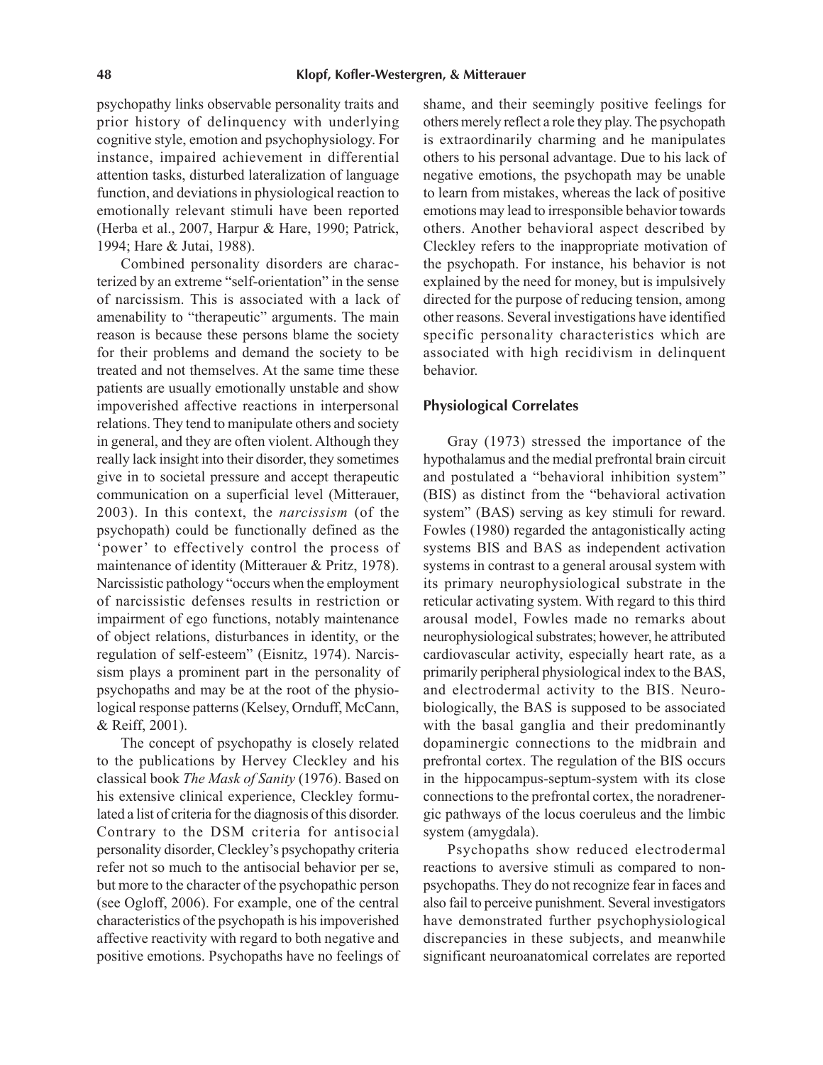psychopathy links observable personality traits and prior history of delinquency with underlying cognitive style, emotion and psychophysiology. For instance, impaired achievement in differential attention tasks, disturbed lateralization of language function, and deviations in physiological reaction to emotionally relevant stimuli have been reported (Herba et al., 2007, Harpur & Hare, 1990; Patrick, 1994; Hare & Jutai, 1988).

Combined personality disorders are characterized by an extreme "self-orientation" in the sense of narcissism. This is associated with a lack of amenability to "therapeutic" arguments. The main reason is because these persons blame the society for their problems and demand the society to be treated and not themselves. At the same time these patients are usually emotionally unstable and show impoverished affective reactions in interpersonal relations. They tend to manipulate others and society in general, and they are often violent. Although they really lack insight into their disorder, they sometimes give in to societal pressure and accept therapeutic communication on a superficial level (Mitterauer, 2003). In this context, the *narcissism* (of the psychopath) could be functionally defined as the 'power' to effectively control the process of maintenance of identity (Mitterauer & Pritz, 1978). Narcissistic pathology "occurs when the employment of narcissistic defenses results in restriction or impairment of ego functions, notably maintenance of object relations, disturbances in identity, or the regulation of self-esteem" (Eisnitz, 1974). Narcissism plays a prominent part in the personality of psychopaths and may be at the root of the physiological response patterns (Kelsey, Ornduff, McCann, & Reiff, 2001).

The concept of psychopathy is closely related to the publications by Hervey Cleckley and his classical book *The Mask of Sanity* (1976). Based on his extensive clinical experience, Cleckley formulated a list of criteria for the diagnosis of this disorder. Contrary to the DSM criteria for antisocial personality disorder, Cleckley's psychopathy criteria refer not so much to the antisocial behavior per se, but more to the character of the psychopathic person (see Ogloff, 2006). For example, one of the central characteristics of the psychopath is his impoverished affective reactivity with regard to both negative and positive emotions. Psychopaths have no feelings of shame, and their seemingly positive feelings for others merely reflect a role they play. The psychopath is extraordinarily charming and he manipulates others to his personal advantage. Due to his lack of negative emotions, the psychopath may be unable to learn from mistakes, whereas the lack of positive emotions may lead to irresponsible behavior towards others. Another behavioral aspect described by Cleckley refers to the inappropriate motivation of the psychopath. For instance, his behavior is not explained by the need for money, but is impulsively directed for the purpose of reducing tension, among other reasons. Several investigations have identified specific personality characteristics which are associated with high recidivism in delinquent behavior.

## Physiological Correlates

Gray (1973) stressed the importance of the hypothalamus and the medial prefrontal brain circuit and postulated a "behavioral inhibition system" (BIS) as distinct from the "behavioral activation system" (BAS) serving as key stimuli for reward. Fowles (1980) regarded the antagonistically acting systems BIS and BAS as independent activation systems in contrast to a general arousal system with its primary neurophysiological substrate in the reticular activating system. With regard to this third arousal model, Fowles made no remarks about neurophysiological substrates; however, he attributed cardiovascular activity, especially heart rate, as a primarily peripheral physiological index to the BAS, and electrodermal activity to the BIS. Neurobiologically, the BAS is supposed to be associated with the basal ganglia and their predominantly dopaminergic connections to the midbrain and prefrontal cortex. The regulation of the BIS occurs in the hippocampus-septum-system with its close connections to the prefrontal cortex, the noradrenergic pathways of the locus coeruleus and the limbic system (amygdala).

Psychopaths show reduced electrodermal reactions to aversive stimuli as compared to non-psychopaths. They do not recognize fear in faces and also fail to perceive punishment. Several investigators have demonstrated further psychophysiological discrepancies in these subjects, and meanwhile significant neuroanatomical correlates are reported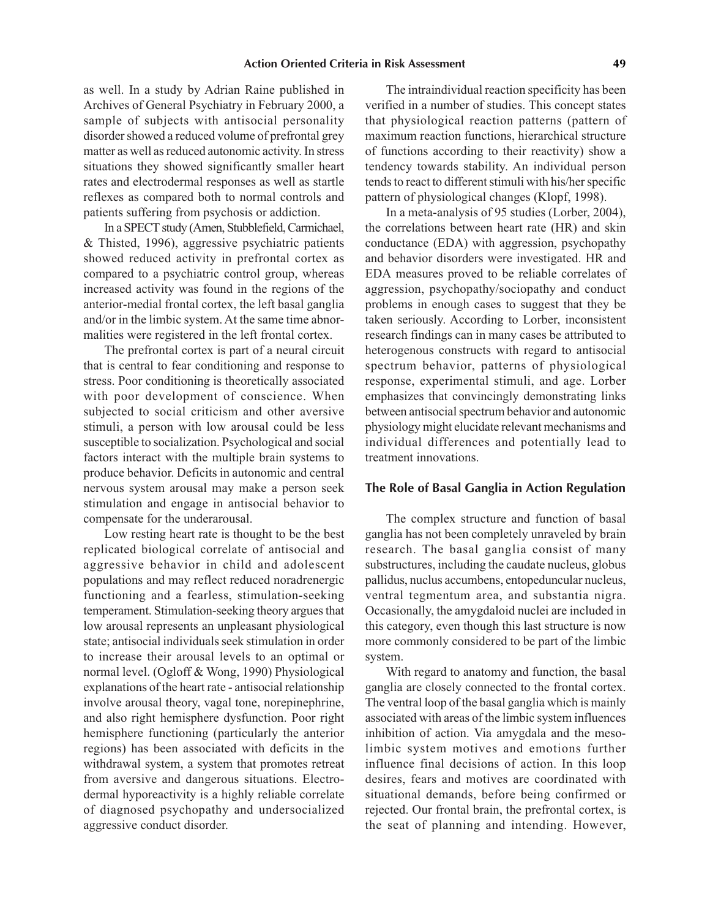as well. In a study by Adrian Raine published in Archives of General Psychiatry in February 2000, a sample of subjects with antisocial personality disorder showed a reduced volume of prefrontal grey matter as well as reduced autonomic activity. In stress situations they showed significantly smaller heart rates and electrodermal responses as well as startle reflexes as compared both to normal controls and patients suffering from psychosis or addiction.

In a SPECT study (Amen, Stubblefield, Carmichael, & Thisted, 1996), aggressive psychiatric patients showed reduced activity in prefrontal cortex as compared to a psychiatric control group, whereas increased activity was found in the regions of the anterior-medial frontal cortex, the left basal ganglia and/or in the limbic system. At the same time abnormalities were registered in the left frontal cortex.

The prefrontal cortex is part of a neural circuit that is central to fear conditioning and response to stress. Poor conditioning is theoretically associated with poor development of conscience. When subjected to social criticism and other aversive stimuli, a person with low arousal could be less susceptible to socialization. Psychological and social factors interact with the multiple brain systems to produce behavior. Deficits in autonomic and central nervous system arousal may make a person seek stimulation and engage in antisocial behavior to compensate for the underarousal.

Low resting heart rate is thought to be the best replicated biological correlate of antisocial and aggressive behavior in child and adolescent populations and may reflect reduced noradrenergic functioning and a fearless, stimulation-seeking temperament. Stimulation-seeking theory argues that low arousal represents an unpleasant physiological state; antisocial individuals seek stimulation in order to increase their arousal levels to an optimal or normal level. (Ogloff & Wong, 1990) Physiological explanations of the heart rate - antisocial relationship involve arousal theory, vagal tone, norepinephrine, and also right hemisphere dysfunction. Poor right hemisphere functioning (particularly the anterior regions) has been associated with deficits in the withdrawal system, a system that promotes retreat from aversive and dangerous situations. Electrodermal hyporeactivity is a highly reliable correlate of diagnosed psychopathy and undersocialized aggressive conduct disorder.

The intraindividual reaction specificity has been verified in a number of studies. This concept states that physiological reaction patterns (pattern of maximum reaction functions, hierarchical structure of functions according to their reactivity) show a tendency towards stability. An individual person tends to react to different stimuli with his/her specific pattern of physiological changes (Klopf, 1998).

In a meta-analysis of 95 studies (Lorber, 2004), the correlations between heart rate (HR) and skin conductance (EDA) with aggression, psychopathy and behavior disorders were investigated. HR and EDA measures proved to be reliable correlates of aggression, psychopathy/sociopathy and conduct problems in enough cases to suggest that they be taken seriously. According to Lorber, inconsistent research findings can in many cases be attributed to heterogenous constructs with regard to antisocial spectrum behavior, patterns of physiological response, experimental stimuli, and age. Lorber emphasizes that convincingly demonstrating links between antisocial spectrum behavior and autonomic physiology might elucidate relevant mechanisms and individual differences and potentially lead to treatment innovations.

## The Role of Basal Ganglia in Action Regulation

The complex structure and function of basal ganglia has not been completely unraveled by brain research. The basal ganglia consist of many substructures, including the caudate nucleus, globus pallidus, nuclus accumbens, entopeduncular nucleus, ventral tegmentum area, and substantia nigra. Occasionally, the amygdaloid nuclei are included in this category, even though this last structure is now more commonly considered to be part of the limbic system.

With regard to anatomy and function, the basal ganglia are closely connected to the frontal cortex. The ventral loop of the basal ganglia which is mainly associated with areas of the limbic system influences inhibition of action. Via amygdala and the mesolimbic system motives and emotions further influence final decisions of action. In this loop desires, fears and motives are coordinated with situational demands, before being confirmed or rejected. Our frontal brain, the prefrontal cortex, is the seat of planning and intending. However,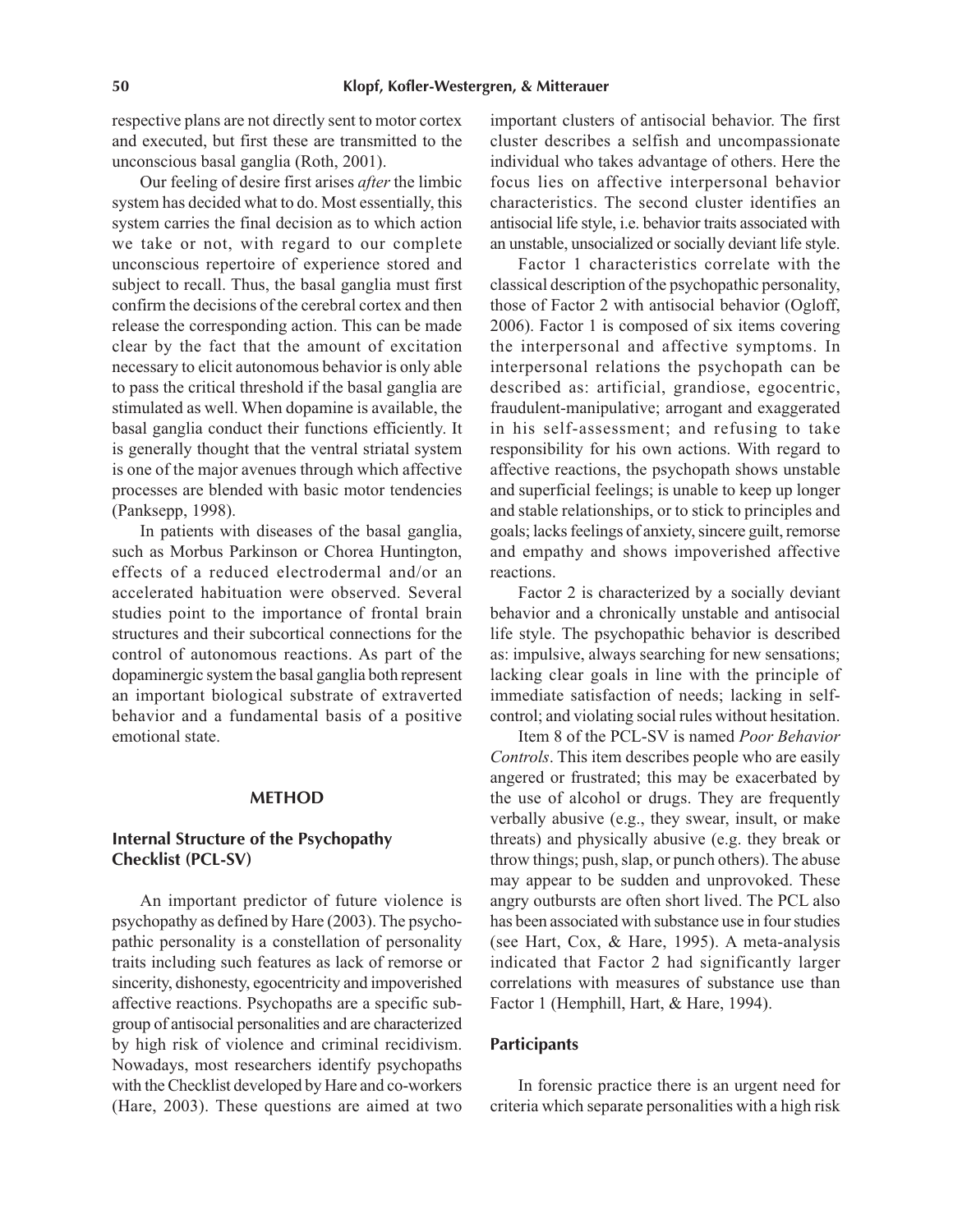respective plans are not directly sent to motor cortex and executed, but first these are transmitted to the unconscious basal ganglia (Roth, 2001).

Our feeling of desire first arises *after* the limbic system has decided what to do. Most essentially, this system carries the final decision as to which action we take or not, with regard to our complete unconscious repertoire of experience stored and subject to recall. Thus, the basal ganglia must first confirm the decisions of the cerebral cortex and then release the corresponding action. This can be made clear by the fact that the amount of excitation necessary to elicit autonomous behavior is only able to pass the critical threshold if the basal ganglia are stimulated as well. When dopamine is available, the basal ganglia conduct their functions efficiently. It is generally thought that the ventral striatal system is one of the major avenues through which affective processes are blended with basic motor tendencies (Panksepp, 1998).

In patients with diseases of the basal ganglia, such as Morbus Parkinson or Chorea Huntington, effects of a reduced electrodermal and/or an accelerated habituation were observed. Several studies point to the importance of frontal brain structures and their subcortical connections for the control of autonomous reactions. As part of the dopaminergic system the basal ganglia both represent an important biological substrate of extraverted behavior and a fundamental basis of a positive emotional state.

## METHOD

### Internal Structure of the Psychopathy Checklist (PCL-SV)

An important predictor of future violence is psychopathy as defined by Hare (2003). The psychopathic personality is a constellation of personality traits including such features as lack of remorse or sincerity, dishonesty, egocentricity and impoverished affective reactions. Psychopaths are a specific subgroup of antisocial personalities and are characterized by high risk of violence and criminal recidivism. Nowadays, most researchers identify psychopaths with the Checklist developed by Hare and co-workers (Hare, 2003). These questions are aimed at two important clusters of antisocial behavior. The first cluster describes a selfish and uncompassionate individual who takes advantage of others. Here the focus lies on affective interpersonal behavior characteristics. The second cluster identifies an antisocial life style, i.e. behavior traits associated with an unstable, unsocialized or socially deviant life style.

Factor 1 characteristics correlate with the classical description of the psychopathic personality, those of Factor 2 with antisocial behavior (Ogloff, 2006). Factor 1 is composed of six items covering the interpersonal and affective symptoms. In interpersonal relations the psychopath can be described as: artificial, grandiose, egocentric, fraudulent-manipulative; arrogant and exaggerated in his self-assessment; and refusing to take responsibility for his own actions. With regard to affective reactions, the psychopath shows unstable and superficial feelings; is unable to keep up longer and stable relationships, or to stick to principles and goals; lacks feelings of anxiety, sincere guilt, remorse and empathy and shows impoverished affective reactions.

Factor 2 is characterized by a socially deviant behavior and a chronically unstable and antisocial life style. The psychopathic behavior is described as: impulsive, always searching for new sensations; lacking clear goals in line with the principle of immediate satisfaction of needs; lacking in self-control; and violating social rules without hesitation.

Item 8 of the PCL-SV is named *Poor Behavior Controls*. This item describes people who are easily angered or frustrated; this may be exacerbated by the use of alcohol or drugs. They are frequently verbally abusive (e.g., they swear, insult, or make threats) and physically abusive (e.g. they break or throw things; push, slap, or punch others). The abuse may appear to be sudden and unprovoked. These angry outbursts are often short lived. The PCL also has been associated with substance use in four studies (see Hart, Cox, & Hare, 1995). A meta-analysis indicated that Factor 2 had significantly larger correlations with measures of substance use than Factor 1 (Hemphill, Hart, & Hare, 1994).

### Participants

In forensic practice there is an urgent need for criteria which separate personalities with a high risk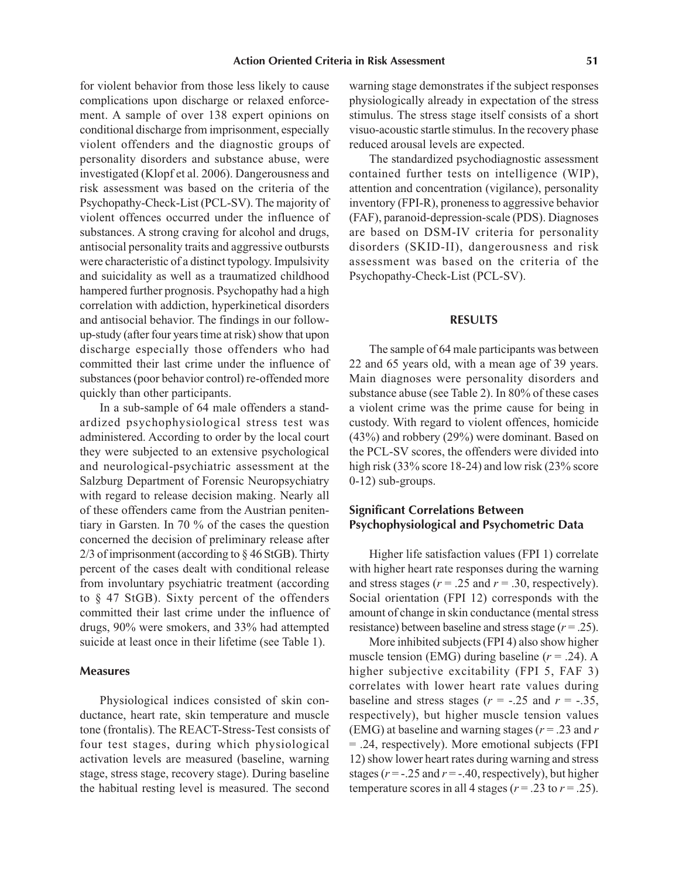for violent behavior from those less likely to cause complications upon discharge or relaxed enforcement. A sample of over 138 expert opinions on conditional discharge from imprisonment, especially violent offenders and the diagnostic groups of personality disorders and substance abuse, were investigated (Klopf et al. 2006). Dangerousness and risk assessment was based on the criteria of the Psychopathy-Check-List (PCL-SV). The majority of violent offences occurred under the influence of substances. A strong craving for alcohol and drugs, antisocial personality traits and aggressive outbursts were characteristic of a distinct typology. Impulsivity and suicidality as well as a traumatized childhood hampered further prognosis. Psychopathy had a high correlation with addiction, hyperkinetical disorders and antisocial behavior. The findings in our follow-up-study (after four years time at risk) show that upon discharge especially those offenders who had committed their last crime under the influence of substances (poor behavior control) re-offended more quickly than other participants.

In a sub-sample of 64 male offenders a standardized psychophysiological stress test was administered. According to order by the local court they were subjected to an extensive psychological and neurological-psychiatric assessment at the Salzburg Department of Forensic Neuropsychiatry with regard to release decision making. Nearly all of these offenders came from the Austrian penitentiary in Garsten. In 70 % of the cases the question concerned the decision of preliminary release after 2/3 of imprisonment (according to § 46 StGB). Thirty percent of the cases dealt with conditional release from involuntary psychiatric treatment (according to § 47 StGB). Sixty percent of the offenders committed their last crime under the influence of drugs, 90% were smokers, and 33% had attempted suicide at least once in their lifetime (see Table 1).

### Measures

Physiological indices consisted of skin conductance, heart rate, skin temperature and muscle tone (frontalis). The REACT-Stress-Test consists of four test stages, during which physiological activation levels are measured (baseline, warning stage, stress stage, recovery stage). During baseline the habitual resting level is measured. The second warning stage demonstrates if the subject responses physiologically already in expectation of the stress stimulus. The stress stage itself consists of a short visuo-acoustic startle stimulus. In the recovery phase reduced arousal levels are expected.

The standardized psychodiagnostic assessment contained further tests on intelligence (WIP), attention and concentration (vigilance), personality inventory (FPI-R), proneness to aggressive behavior (FAF), paranoid-depression-scale (PDS). Diagnoses are based on DSM-IV criteria for personality disorders (SKID-II), dangerousness and risk assessment was based on the criteria of the Psychopathy-Check-List (PCL-SV).

## RESULTS

The sample of 64 male participants was between 22 and 65 years old, with a mean age of 39 years. Main diagnoses were personality disorders and substance abuse (see Table 2). In 80% of these cases a violent crime was the prime cause for being in custody. With regard to violent offences, homicide (43%) and robbery (29%) were dominant. Based on the PCL-SV scores, the offenders were divided into high risk (33% score 18-24) and low risk (23% score 0-12) sub-groups.

### Significant Correlations Between Psychophysiological and Psychometric Data

Higher life satisfaction values (FPI 1) correlate with higher heart rate responses during the warning and stress stages ($r = .25$ and $r = .30$, respectively). Social orientation (FPI 12) corresponds with the amount of change in skin conductance (mental stress resistance) between baseline and stress stage ($r = .25$).

More inhibited subjects (FPI 4) also show higher muscle tension (EMG) during baseline ($r = .24$). A higher subjective excitability (FPI 5, FAF 3) correlates with lower heart rate values during baseline and stress stages ($r = -.25$ and $r = -.35$, respectively), but higher muscle tension values (EMG) at baseline and warning stages ($r = .23$ and $r = .24$, respectively). More emotional subjects (FPI 12) show lower heart rates during warning and stress stages ($r = -.25$ and $r = -.40$, respectively), but higher temperature scores in all 4 stages ($r = .23$ to $r = .25$).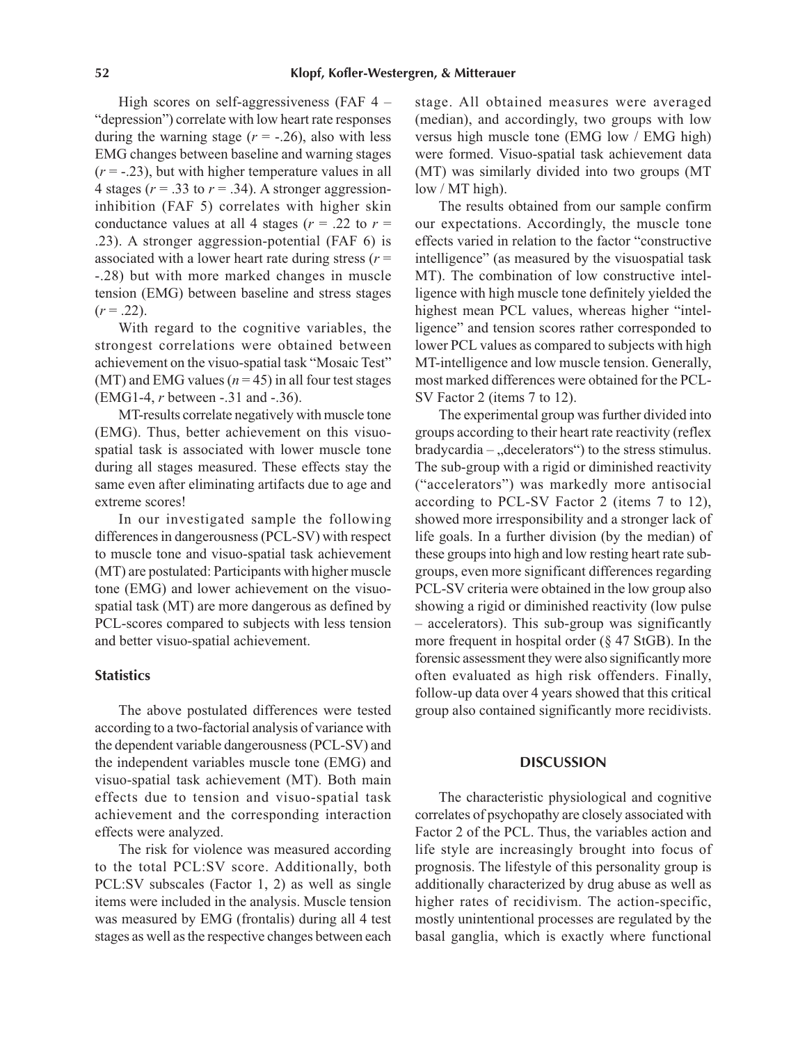High scores on self-aggressiveness (FAF 4 – "depression") correlate with low heart rate responses during the warning stage ($r$ = -.26), also with less EMG changes between baseline and warning stages ($r$ = -.23), but with higher temperature values in all 4 stages ($r$ = .33 to $r$ = .34). A stronger aggression-inhibition (FAF 5) correlates with higher skin conductance values at all 4 stages ($r$ = .22 to $r$ = .23). A stronger aggression-potential (FAF 6) is associated with a lower heart rate during stress ($r$ = -.28) but with more marked changes in muscle tension (EMG) between baseline and stress stages ($r$ = .22).

With regard to the cognitive variables, the strongest correlations were obtained between achievement on the visuo-spatial task "Mosaic Test" (MT) and EMG values ($n$ = 45) in all four test stages (EMG1-4, $r$ between -.31 and -.36).

MT-results correlate negatively with muscle tone (EMG). Thus, better achievement on this visuo-spatial task is associated with lower muscle tone during all stages measured. These effects stay the same even after eliminating artifacts due to age and extreme scores!

In our investigated sample the following differences in dangerousness (PCL-SV) with respect to muscle tone and visuo-spatial task achievement (MT) are postulated: Participants with higher muscle tone (EMG) and lower achievement on the visuo-spatial task (MT) are more dangerous as defined by PCL-scores compared to subjects with less tension and better visuo-spatial achievement.

### Statistics

The above postulated differences were tested according to a two-factorial analysis of variance with the dependent variable dangerousness (PCL-SV) and the independent variables muscle tone (EMG) and visuo-spatial task achievement (MT). Both main effects due to tension and visuo-spatial task achievement and the corresponding interaction effects were analyzed.

The risk for violence was measured according to the total PCL:SV score. Additionally, both PCL:SV subscales (Factor 1, 2) as well as single items were included in the analysis. Muscle tension was measured by EMG (frontalis) during all 4 test stages as well as the respective changes between each stage. All obtained measures were averaged (median), and accordingly, two groups with low versus high muscle tone (EMG low / EMG high) were formed. Visuo-spatial task achievement data (MT) was similarly divided into two groups (MT low / MT high).

The results obtained from our sample confirm our expectations. Accordingly, the muscle tone effects varied in relation to the factor "constructive intelligence" (as measured by the visuospatial task MT). The combination of low constructive intelligence with high muscle tone definitely yielded the highest mean PCL values, whereas higher "intelligence" and tension scores rather corresponded to lower PCL values as compared to subjects with high MT-intelligence and low muscle tension. Generally, most marked differences were obtained for the PCL-SV Factor 2 (items 7 to 12).

The experimental group was further divided into groups according to their heart rate reactivity (reflex bradycardia – „decelerators") to the stress stimulus. The sub-group with a rigid or diminished reactivity ("accelerators") was markedly more antisocial according to PCL-SV Factor 2 (items 7 to 12), showed more irresponsibility and a stronger lack of life goals. In a further division (by the median) of these groups into high and low resting heart rate sub-groups, even more significant differences regarding PCL-SV criteria were obtained in the low group also showing a rigid or diminished reactivity (low pulse – accelerators). This sub-group was significantly more frequent in hospital order (§ 47 StGB). In the forensic assessment they were also significantly more often evaluated as high risk offenders. Finally, follow-up data over 4 years showed that this critical group also contained significantly more recidivists.

## DISCUSSION

The characteristic physiological and cognitive correlates of psychopathy are closely associated with Factor 2 of the PCL. Thus, the variables action and life style are increasingly brought into focus of prognosis. The lifestyle of this personality group is additionally characterized by drug abuse as well as higher rates of recidivism. The action-specific, mostly unintentional processes are regulated by the basal ganglia, which is exactly where functional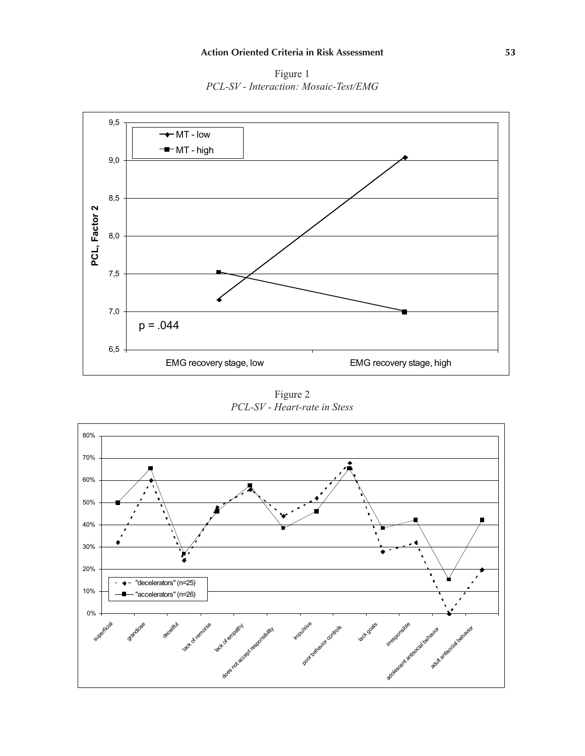Figure 1
*PCL-SV - Interaction: Mosaic-Test/EMG*

Figure 2
*PCL-SV - Heart-rate in Stess*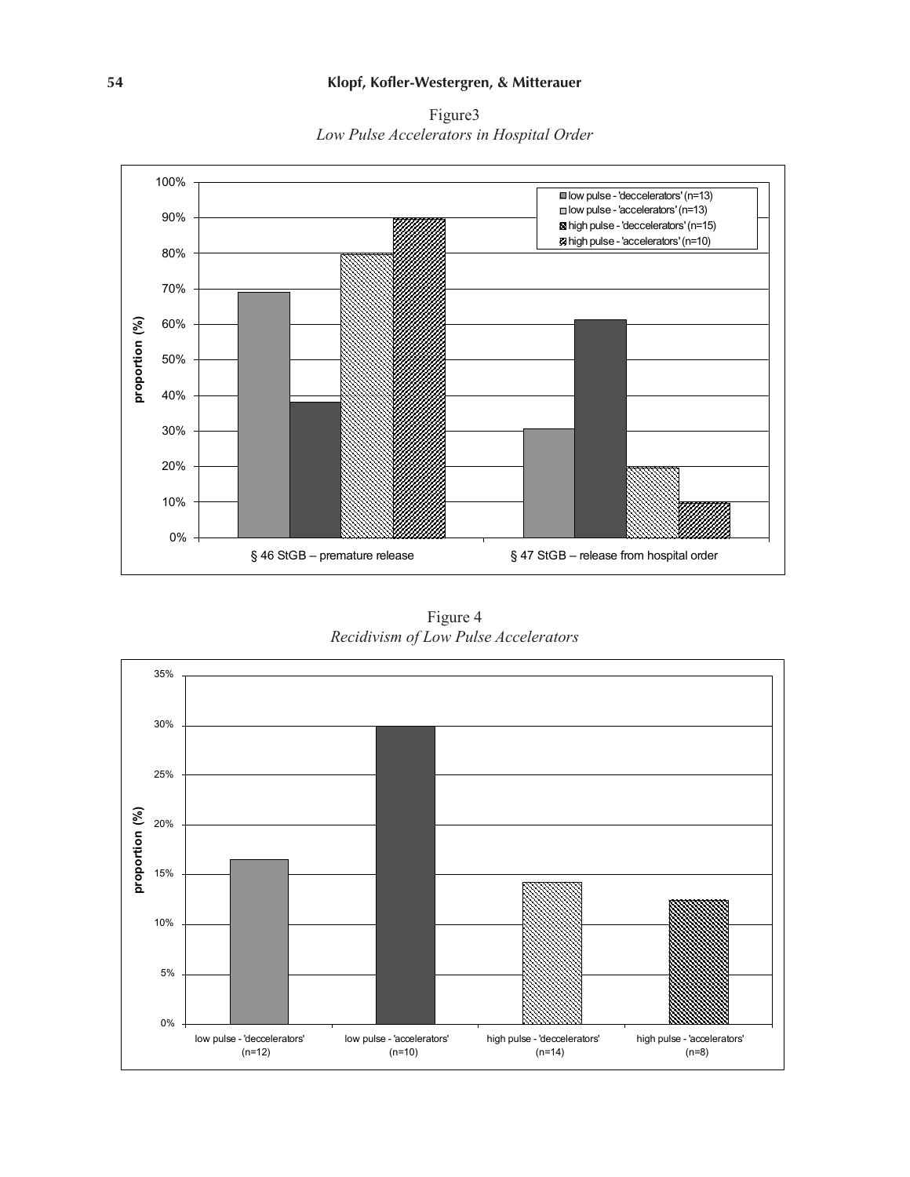Figure3

*Low Pulse Accelerators in Hospital Order*

Figure 4

*Recidivism of Low Pulse Accelerators*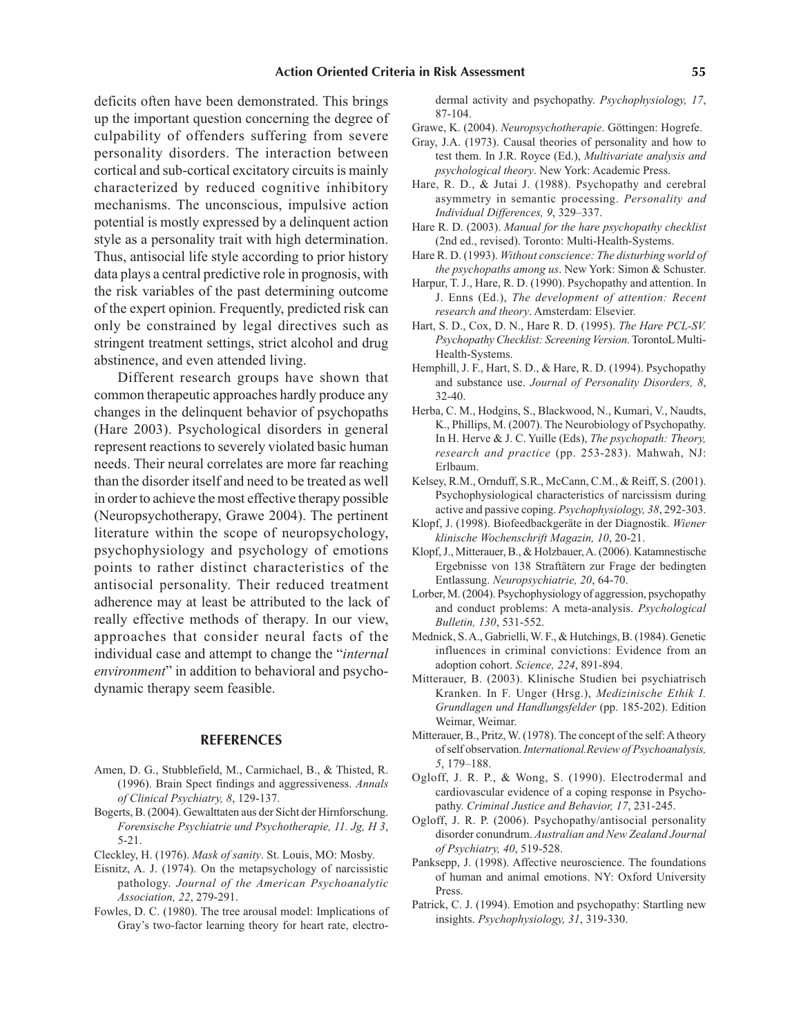deficits often have been demonstrated. This brings up the important question concerning the degree of culpability of offenders suffering from severe personality disorders. The interaction between cortical and sub-cortical excitatory circuits is mainly characterized by reduced cognitive inhibitory mechanisms. The unconscious, impulsive action potential is mostly expressed by a delinquent action style as a personality trait with high determination. Thus, antisocial life style according to prior history data plays a central predictive role in prognosis, with the risk variables of the past determining outcome of the expert opinion. Frequently, predicted risk can only be constrained by legal directives such as stringent treatment settings, strict alcohol and drug abstinence, and even attended living.

Different research groups have shown that common therapeutic approaches hardly produce any changes in the delinquent behavior of psychopaths (Hare 2003). Psychological disorders in general represent reactions to severely violated basic human needs. Their neural correlates are more far reaching than the disorder itself and need to be treated as well in order to achieve the most effective therapy possible (Neuropsychotherapy, Grawe 2004). The pertinent literature within the scope of neuropsychology, psychophysiology and psychology of emotions points to rather distinct characteristics of the antisocial personality. Their reduced treatment adherence may at least be attributed to the lack of really effective methods of therapy. In our view, approaches that consider neural facts of the individual case and attempt to change the "*internal environment*" in addition to behavioral and psychodynamic therapy seem feasible.

## REFERENCES

Amen, D. G., Stubblefield, M., Carmichael, B., & Thisted, R. (1996). Brain Spect findings and aggressiveness. *Annals of Clinical Psychiatry, 8*, 129-137.

Bogerts, B. (2004). Gewalttaten aus der Sicht der Hirnforschung. *Forensische Psychiatrie und Psychotherapie, 11. Jg, H 3*, 5-21.

Cleckley, H. (1976). *Mask of sanity*. St. Louis, MO: Mosby.

Eisnitz, A. J. (1974). On the metapsychology of narcissistic pathology. *Journal of the American Psychoanalytic Association, 22*, 279-291.

Fowles, D. C. (1980). The tree arousal model: Implications of Gray's two-factor learning theory for heart rate, electrodermal activity and psychopathy. *Psychophysiology, 17*, 87-104.

Grawe, K. (2004). *Neuropsychotherapie*. Göttingen: Hogrefe.

Gray, J.A. (1973). Causal theories of personality and how to test them. In J.R. Royce (Ed.), *Multivariate analysis and psychological theory*. New York: Academic Press.

Hare, R. D., & Jutai J. (1988). Psychopathy and cerebral asymmetry in semantic processing. *Personality and Individual Differences, 9*, 329–337.

Hare R. D. (2003). *Manual for the hare psychopathy checklist* (2nd ed., revised). Toronto: Multi-Health-Systems.

Hare R. D. (1993). *Without conscience: The disturbing world of the psychopaths among us*. New York: Simon & Schuster.

Harpur, T. J., Hare, R. D. (1990). Psychopathy and attention. In J. Enns (Ed.), *The development of attention: Recent research and theory*. Amsterdam: Elsevier.

Hart, S. D., Cox, D. N., Hare R. D. (1995). *The Hare PCL-SV. Psychopathy Checklist: Screening Version*. TorontoL Multi-Health-Systems.

Hemphill, J. F., Hart, S. D., & Hare, R. D. (1994). Psychopathy and substance use. *Journal of Personality Disorders, 8*, 32-40.

Herba, C. M., Hodgins, S., Blackwood, N., Kumari, V., Naudts, K., Phillips, M. (2007). The Neurobiology of Psychopathy. In H. Herve & J. C. Yuille (Eds), *The psychopath: Theory, research and practice* (pp. 253-283). Mahwah, NJ: Erlbaum.

Kelsey, R.M., Ornduff, S.R., McCann, C.M., & Reiff, S. (2001). Psychophysiological characteristics of narcissism during active and passive coping. *Psychophysiology, 38*, 292-303.

Klopf, J. (1998). Biofeedbackgeräte in der Diagnostik. *Wiener klinische Wochenschrift Magazin, 10*, 20-21.

Klopf, J., Mitterauer, B., & Holzbauer, A. (2006). Katamnestische Ergebnisse von 138 Straftätern zur Frage der bedingten Entlassung. *Neuropsychiatrie, 20*, 64-70.

Lorber, M. (2004). Psychophysiology of aggression, psychopathy and conduct problems: A meta-analysis. *Psychological Bulletin, 130*, 531-552.

Mednick, S. A., Gabrielli, W. F., & Hutchings, B. (1984). Genetic influences in criminal convictions: Evidence from an adoption cohort. *Science, 224*, 891-894.

Mitterauer, B. (2003). Klinische Studien bei psychiatrisch Kranken. In F. Unger (Hrsg.), *Medizinische Ethik I. Grundlagen und Handlungsfelder* (pp. 185-202). Edition Weimar, Weimar.

Mitterauer, B., Pritz, W. (1978). The concept of the self: A theory of self observation. *International.Review of Psychoanalysis, 5*, 179–188.

Ogloff, J. R. P., & Wong, S. (1990). Electrodermal and cardiovascular evidence of a coping response in Psychopathy. *Criminal Justice and Behavior, 17*, 231-245.

Ogloff, J. R. P. (2006). Psychopathy/antisocial personality disorder conundrum. *Australian and New Zealand Journal of Psychiatry, 40*, 519-528.

Panksepp, J. (1998). Affective neuroscience. The foundations of human and animal emotions. NY: Oxford University Press.

Patrick, C. J. (1994). Emotion and psychopathy: Startling new insights. *Psychophysiology, 31*, 319-330.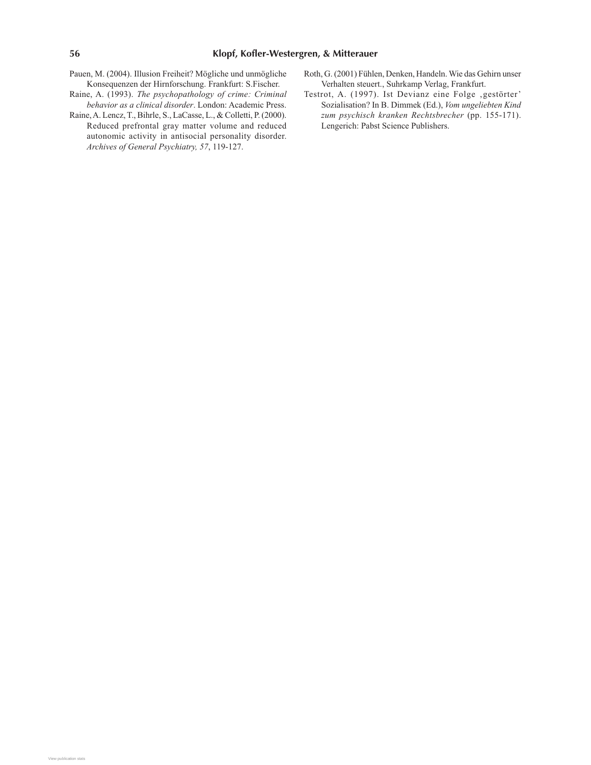Pauen, M. (2004). Illusion Freiheit? Mögliche und unmögliche Konsequenzen der Hirnforschung. Frankfurt: S.Fischer.

Raine, A. (1993). *The psychopathology of crime: Criminal behavior as a clinical disorder*. London: Academic Press.

Raine, A. Lencz, T., Bihrle, S., LaCasse, L., & Colletti, P. (2000). Reduced prefrontal gray matter volume and reduced autonomic activity in antisocial personality disorder. *Archives of General Psychiatry, 57*, 119-127.

Roth, G. (2001) Fühlen, Denken, Handeln. Wie das Gehirn unser Verhalten steuert., Suhrkamp Verlag, Frankfurt.

Testrot, A. (1997). Ist Devianz eine Folge ,gestörter' Sozialisation? In B. Dimmek (Ed.), *Vom ungeliebten Kind zum psychisch kranken Rechtsbrecher* (pp. 155-171). Lengerich: Pabst Science Publishers.